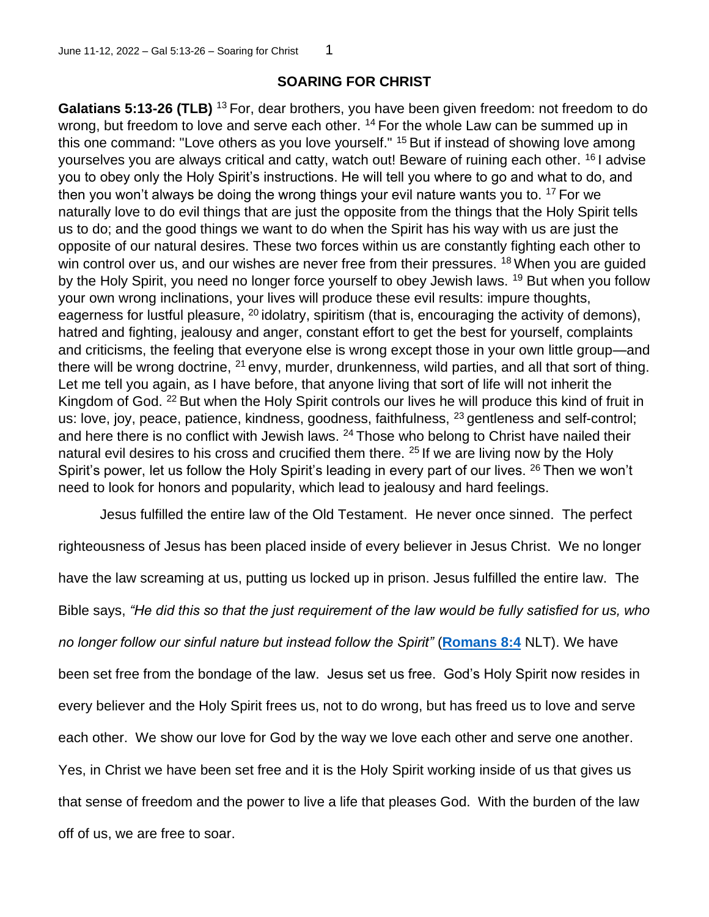# SOARING FOR CHRIST

**Galatians 5:13-26 (TLB)** [13] For, dear brothers, you have been given freedom: not freedom to do wrong, but freedom to love and serve each other. [14] For the whole Law can be summed up in this one command: "Love others as you love yourself." [15] But if instead of showing love among yourselves you are always critical and catty, watch out! Beware of ruining each other. [16] I advise you to obey only the Holy Spirit's instructions. He will tell you where to go and what to do, and then you won't always be doing the wrong things your evil nature wants you to. [17] For we naturally love to do evil things that are just the opposite from the things that the Holy Spirit tells us to do; and the good things we want to do when the Spirit has his way with us are just the opposite of our natural desires. These two forces within us are constantly fighting each other to win control over us, and our wishes are never free from their pressures. [18] When you are guided by the Holy Spirit, you need no longer force yourself to obey Jewish laws. [19] But when you follow your own wrong inclinations, your lives will produce these evil results: impure thoughts, eagerness for lustful pleasure, [20] idolatry, spiritism (that is, encouraging the activity of demons), hatred and fighting, jealousy and anger, constant effort to get the best for yourself, complaints and criticisms, the feeling that everyone else is wrong except those in your own little group—and there will be wrong doctrine, [21] envy, murder, drunkenness, wild parties, and all that sort of thing. Let me tell you again, as I have before, that anyone living that sort of life will not inherit the Kingdom of God. [22] But when the Holy Spirit controls our lives he will produce this kind of fruit in us: love, joy, peace, patience, kindness, goodness, faithfulness, [23] gentleness and self-control; and here there is no conflict with Jewish laws. [24] Those who belong to Christ have nailed their natural evil desires to his cross and crucified them there. [25] If we are living now by the Holy Spirit's power, let us follow the Holy Spirit's leading in every part of our lives. [26] Then we won't need to look for honors and popularity, which lead to jealousy and hard feelings.

Jesus fulfilled the entire law of the Old Testament. He never once sinned. The perfect righteousness of Jesus has been placed inside of every believer in Jesus Christ. We no longer have the law screaming at us, putting us locked up in prison. Jesus fulfilled the entire law. The Bible says, *"He did this so that the just requirement of the law would be fully satisfied for us, who no longer follow our sinful nature but instead follow the Spirit"* (**Romans 8:4** NLT). We have been set free from the bondage of the law. Jesus set us free. God's Holy Spirit now resides in every believer and the Holy Spirit frees us, not to do wrong, but has freed us to love and serve each other. We show our love for God by the way we love each other and serve one another. Yes, in Christ we have been set free and it is the Holy Spirit working inside of us that gives us that sense of freedom and the power to live a life that pleases God. With the burden of the law off of us, we are free to soar.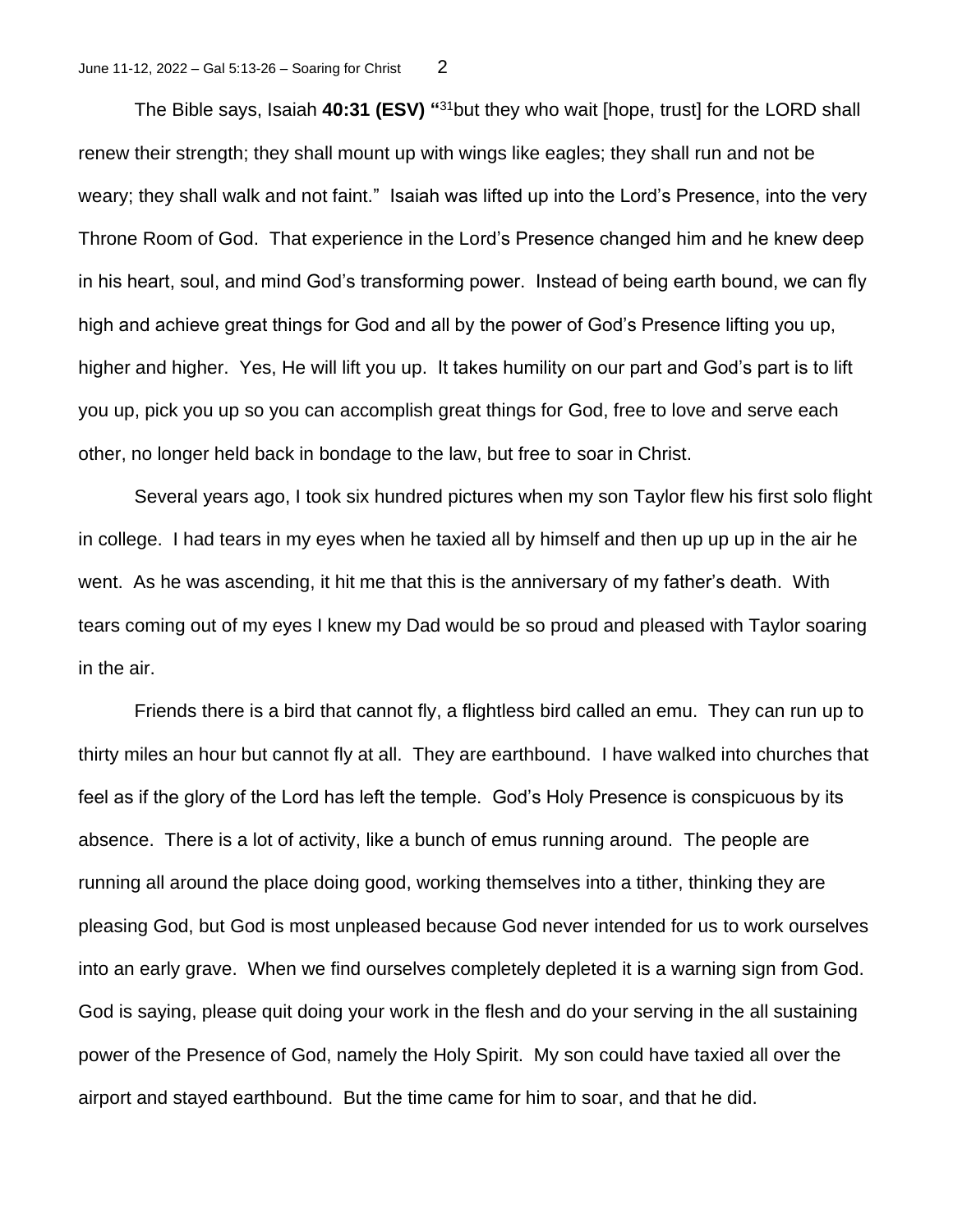The Bible says, Isaiah **40:31 (ESV) "**[31]but they who wait [hope, trust] for the LORD shall renew their strength; they shall mount up with wings like eagles; they shall run and not be weary; they shall walk and not faint." Isaiah was lifted up into the Lord's Presence, into the very Throne Room of God. That experience in the Lord's Presence changed him and he knew deep in his heart, soul, and mind God's transforming power. Instead of being earth bound, we can fly high and achieve great things for God and all by the power of God's Presence lifting you up, higher and higher. Yes, He will lift you up. It takes humility on our part and God's part is to lift you up, pick you up so you can accomplish great things for God, free to love and serve each other, no longer held back in bondage to the law, but free to soar in Christ.

Several years ago, I took six hundred pictures when my son Taylor flew his first solo flight in college. I had tears in my eyes when he taxied all by himself and then up up up in the air he went. As he was ascending, it hit me that this is the anniversary of my father's death. With tears coming out of my eyes I knew my Dad would be so proud and pleased with Taylor soaring in the air.

Friends there is a bird that cannot fly, a flightless bird called an emu. They can run up to thirty miles an hour but cannot fly at all. They are earthbound. I have walked into churches that feel as if the glory of the Lord has left the temple. God's Holy Presence is conspicuous by its absence. There is a lot of activity, like a bunch of emus running around. The people are running all around the place doing good, working themselves into a tither, thinking they are pleasing God, but God is most unpleased because God never intended for us to work ourselves into an early grave. When we find ourselves completely depleted it is a warning sign from God. God is saying, please quit doing your work in the flesh and do your serving in the all sustaining power of the Presence of God, namely the Holy Spirit. My son could have taxied all over the airport and stayed earthbound. But the time came for him to soar, and that he did.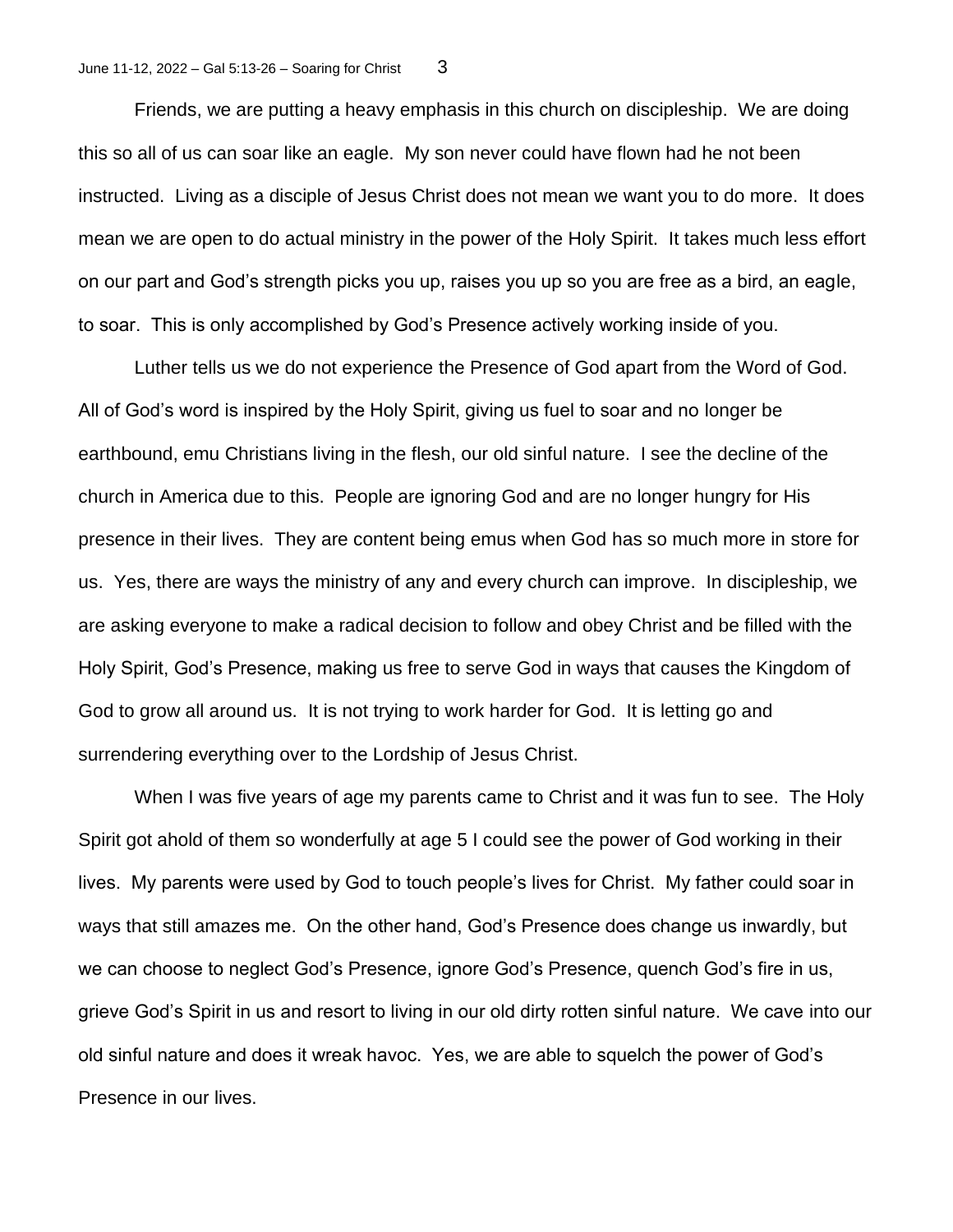Friends, we are putting a heavy emphasis in this church on discipleship. We are doing this so all of us can soar like an eagle. My son never could have flown had he not been instructed. Living as a disciple of Jesus Christ does not mean we want you to do more. It does mean we are open to do actual ministry in the power of the Holy Spirit. It takes much less effort on our part and God's strength picks you up, raises you up so you are free as a bird, an eagle, to soar. This is only accomplished by God's Presence actively working inside of you.

Luther tells us we do not experience the Presence of God apart from the Word of God. All of God's word is inspired by the Holy Spirit, giving us fuel to soar and no longer be earthbound, emu Christians living in the flesh, our old sinful nature. I see the decline of the church in America due to this. People are ignoring God and are no longer hungry for His presence in their lives. They are content being emus when God has so much more in store for us. Yes, there are ways the ministry of any and every church can improve. In discipleship, we are asking everyone to make a radical decision to follow and obey Christ and be filled with the Holy Spirit, God's Presence, making us free to serve God in ways that causes the Kingdom of God to grow all around us. It is not trying to work harder for God. It is letting go and surrendering everything over to the Lordship of Jesus Christ.

When I was five years of age my parents came to Christ and it was fun to see. The Holy Spirit got ahold of them so wonderfully at age 5 I could see the power of God working in their lives. My parents were used by God to touch people's lives for Christ. My father could soar in ways that still amazes me. On the other hand, God's Presence does change us inwardly, but we can choose to neglect God's Presence, ignore God's Presence, quench God's fire in us, grieve God's Spirit in us and resort to living in our old dirty rotten sinful nature. We cave into our old sinful nature and does it wreak havoc. Yes, we are able to squelch the power of God's Presence in our lives.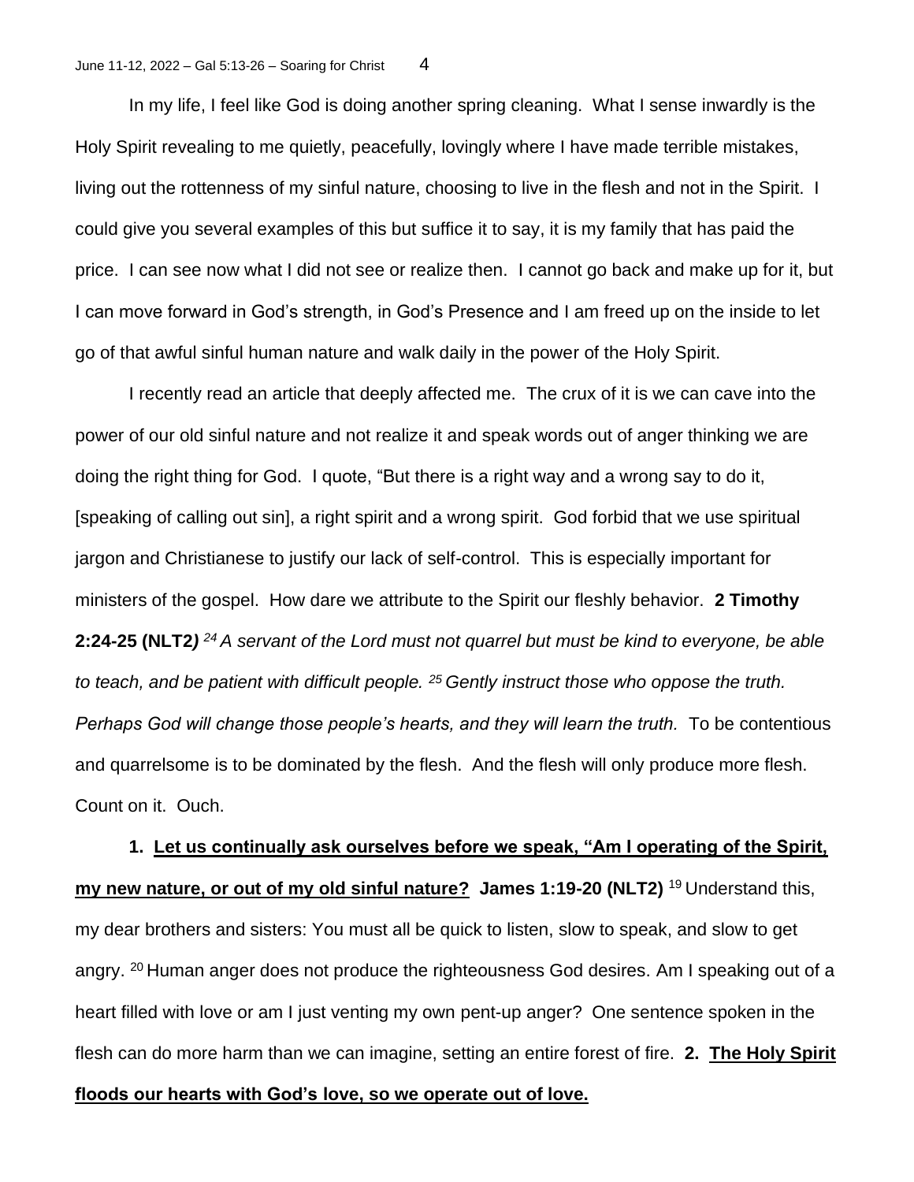In my life, I feel like God is doing another spring cleaning. What I sense inwardly is the Holy Spirit revealing to me quietly, peacefully, lovingly where I have made terrible mistakes, living out the rottenness of my sinful nature, choosing to live in the flesh and not in the Spirit. I could give you several examples of this but suffice it to say, it is my family that has paid the price. I can see now what I did not see or realize then. I cannot go back and make up for it, but I can move forward in God's strength, in God's Presence and I am freed up on the inside to let go of that awful sinful human nature and walk daily in the power of the Holy Spirit.

I recently read an article that deeply affected me. The crux of it is we can cave into the power of our old sinful nature and not realize it and speak words out of anger thinking we are doing the right thing for God. I quote, "But there is a right way and a wrong say to do it, [speaking of calling out sin], a right spirit and a wrong spirit. God forbid that we use spiritual jargon and Christianese to justify our lack of self-control. This is especially important for ministers of the gospel. How dare we attribute to the Spirit our fleshly behavior. **2 Timothy 2:24-25 (NLT2)** *[24] A servant of the Lord must not quarrel but must be kind to everyone, be able to teach, and be patient with difficult people. [25] Gently instruct those who oppose the truth. Perhaps God will change those people's hearts, and they will learn the truth.* To be contentious and quarrelsome is to be dominated by the flesh. And the flesh will only produce more flesh. Count on it. Ouch.

**1. <u>Let us continually ask ourselves before we speak, "Am I operating of the Spirit, my new nature, or out of my old sinful nature?</u> James 1:19-20 (NLT2)** [19] Understand this, my dear brothers and sisters: You must all be quick to listen, slow to speak, and slow to get angry. [20] Human anger does not produce the righteousness God desires. Am I speaking out of a heart filled with love or am I just venting my own pent-up anger? One sentence spoken in the flesh can do more harm than we can imagine, setting an entire forest of fire. **2. <u>The Holy Spirit floods our hearts with God's love, so we operate out of love.</u>**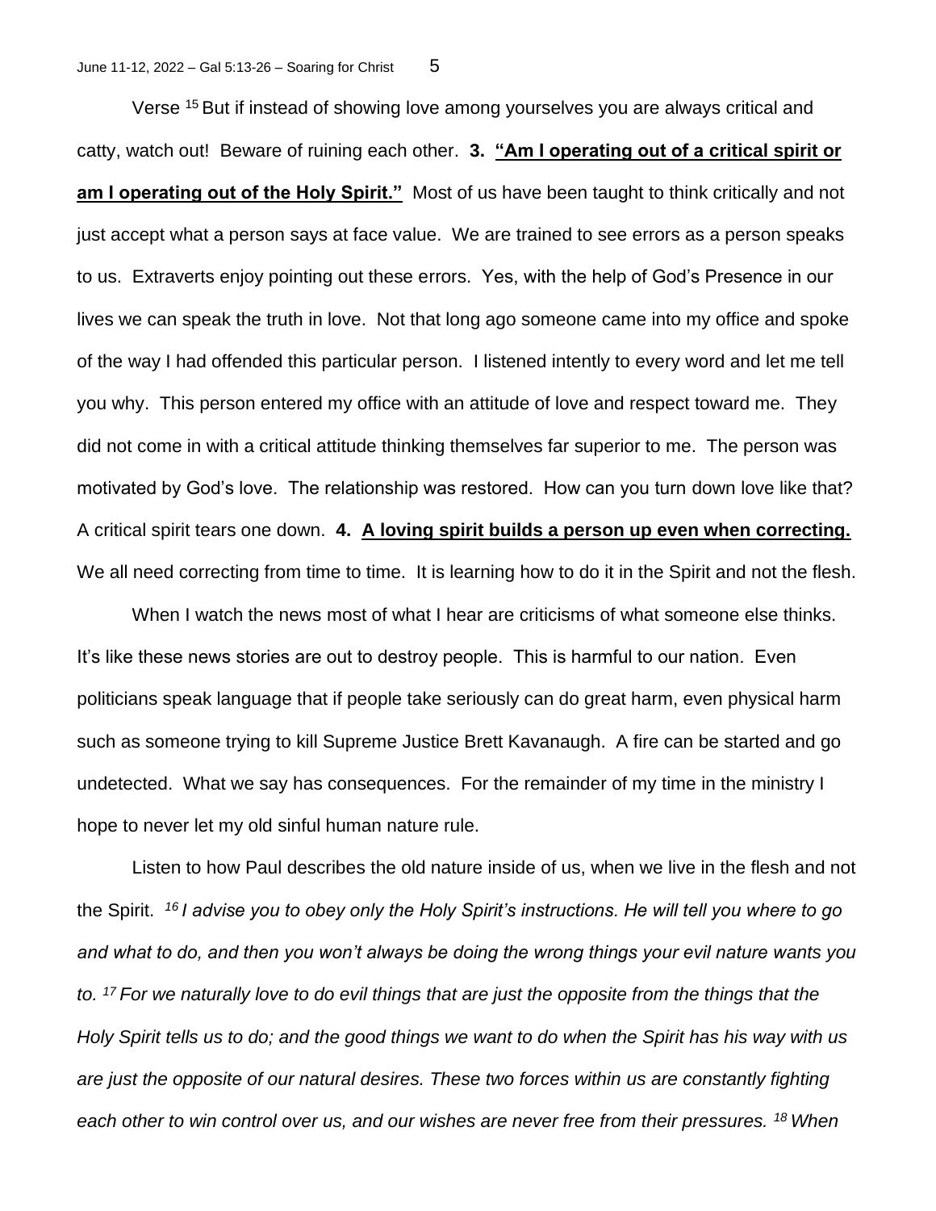Verse [15] But if instead of showing love among yourselves you are always critical and catty, watch out! Beware of ruining each other. **3. <u>"Am I operating out of a critical spirit or am I operating out of the Holy Spirit."</u>** Most of us have been taught to think critically and not just accept what a person says at face value. We are trained to see errors as a person speaks to us. Extraverts enjoy pointing out these errors. Yes, with the help of God's Presence in our lives we can speak the truth in love. Not that long ago someone came into my office and spoke of the way I had offended this particular person. I listened intently to every word and let me tell you why. This person entered my office with an attitude of love and respect toward me. They did not come in with a critical attitude thinking themselves far superior to me. The person was motivated by God's love. The relationship was restored. How can you turn down love like that? A critical spirit tears one down. **4. <u>A loving spirit builds a person up even when correcting.</u>** We all need correcting from time to time. It is learning how to do it in the Spirit and not the flesh.

When I watch the news most of what I hear are criticisms of what someone else thinks. It's like these news stories are out to destroy people. This is harmful to our nation. Even politicians speak language that if people take seriously can do great harm, even physical harm such as someone trying to kill Supreme Justice Brett Kavanaugh. A fire can be started and go undetected. What we say has consequences. For the remainder of my time in the ministry I hope to never let my old sinful human nature rule.

Listen to how Paul describes the old nature inside of us, when we live in the flesh and not the Spirit. *[16] I advise you to obey only the Holy Spirit's instructions. He will tell you where to go and what to do, and then you won't always be doing the wrong things your evil nature wants you to. [17] For we naturally love to do evil things that are just the opposite from the things that the Holy Spirit tells us to do; and the good things we want to do when the Spirit has his way with us are just the opposite of our natural desires. These two forces within us are constantly fighting each other to win control over us, and our wishes are never free from their pressures. [18] When*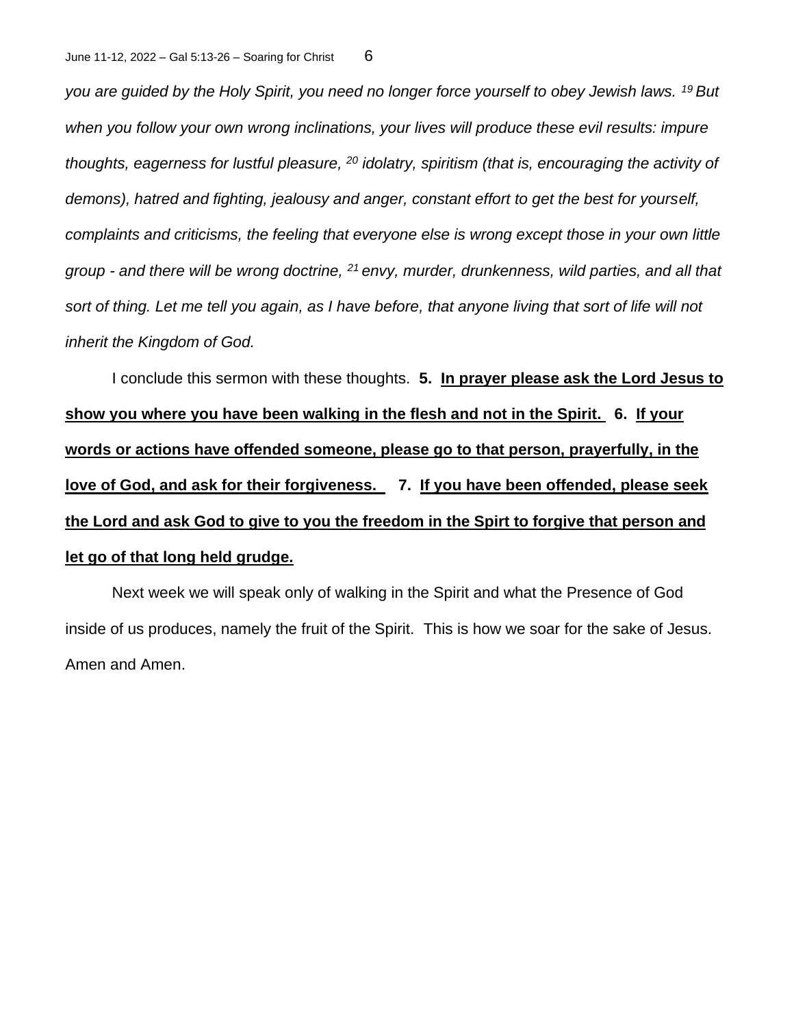*you are guided by the Holy Spirit, you need no longer force yourself to obey Jewish laws. [19] But when you follow your own wrong inclinations, your lives will produce these evil results: impure thoughts, eagerness for lustful pleasure, [20] idolatry, spiritism (that is, encouraging the activity of demons), hatred and fighting, jealousy and anger, constant effort to get the best for yourself, complaints and criticisms, the feeling that everyone else is wrong except those in your own little group - and there will be wrong doctrine, [21] envy, murder, drunkenness, wild parties, and all that sort of thing. Let me tell you again, as I have before, that anyone living that sort of life will not inherit the Kingdom of God.*

I conclude this sermon with these thoughts. **5. <u>In prayer please ask the Lord Jesus to show you where you have been walking in the flesh and not in the Spirit.</u> 6. <u>If your words or actions have offended someone, please go to that person, prayerfully, in the love of God, and ask for their forgiveness.</u> 7. <u>If you have been offended, please seek the Lord and ask God to give to you the freedom in the Spirt to forgive that person and let go of that long held grudge.</u>**

Next week we will speak only of walking in the Spirit and what the Presence of God inside of us produces, namely the fruit of the Spirit. This is how we soar for the sake of Jesus. Amen and Amen.